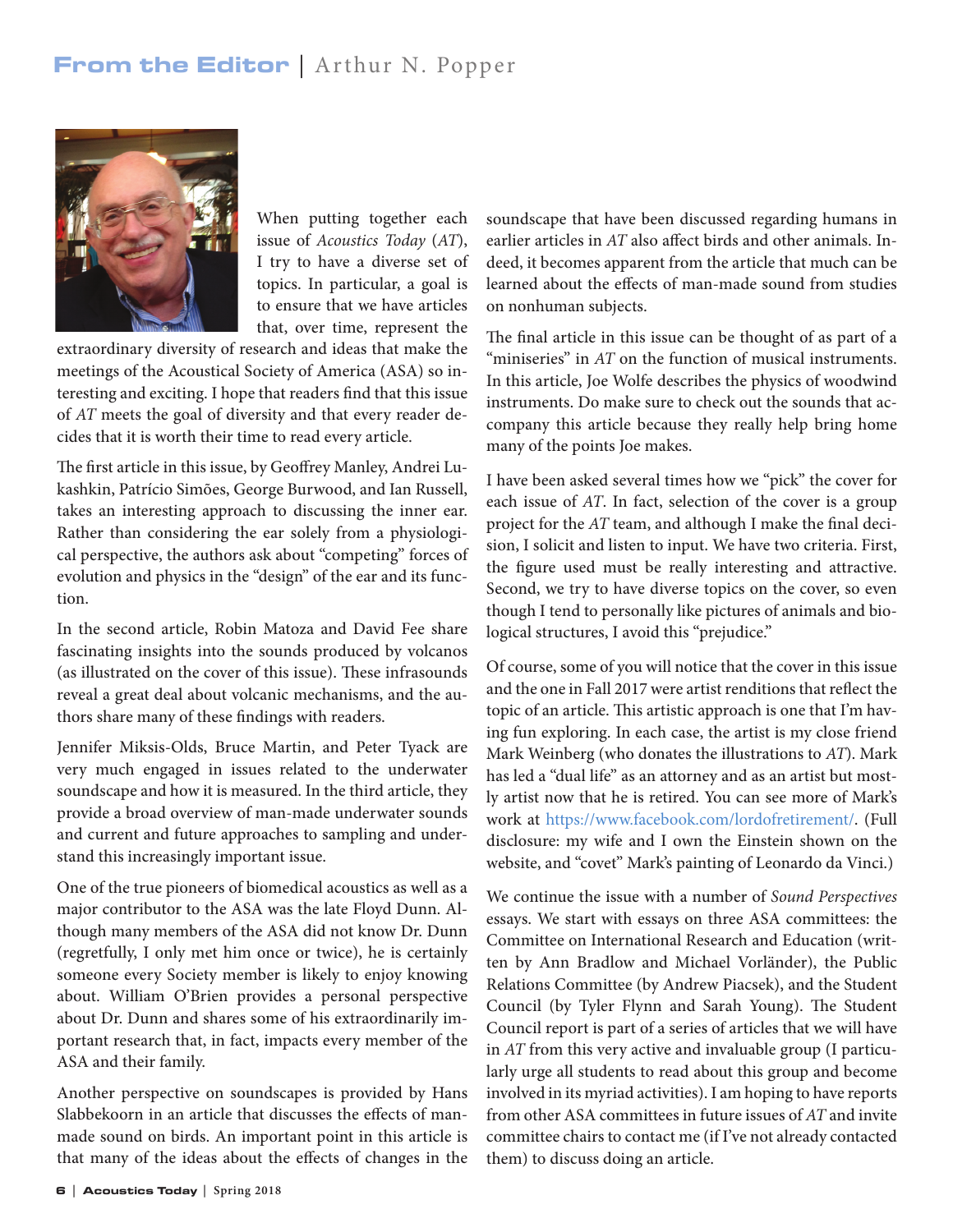# From the Editor | Arthur N. Popper

When putting together each issue of *Acoustics Today* (*AT*), I try to have a diverse set of topics. In particular, a goal is to ensure that we have articles that, over time, represent the extraordinary diversity of research and ideas that make the meetings of the Acoustical Society of America (ASA) so interesting and exciting. I hope that readers find that this issue of *AT* meets the goal of diversity and that every reader decides that it is worth their time to read every article.

The first article in this issue, by Geoffrey Manley, Andrei Lukashkin, Patrício Simões, George Burwood, and Ian Russell, takes an interesting approach to discussing the inner ear. Rather than considering the ear solely from a physiological perspective, the authors ask about "competing" forces of evolution and physics in the "design" of the ear and its function.

In the second article, Robin Matoza and David Fee share fascinating insights into the sounds produced by volcanos (as illustrated on the cover of this issue). These infrasounds reveal a great deal about volcanic mechanisms, and the authors share many of these findings with readers.

Jennifer Miksis-Olds, Bruce Martin, and Peter Tyack are very much engaged in issues related to the underwater soundscape and how it is measured. In the third article, they provide a broad overview of man-made underwater sounds and current and future approaches to sampling and understand this increasingly important issue.

One of the true pioneers of biomedical acoustics as well as a major contributor to the ASA was the late Floyd Dunn. Although many members of the ASA did not know Dr. Dunn (regretfully, I only met him once or twice), he is certainly someone every Society member is likely to enjoy knowing about. William O'Brien provides a personal perspective about Dr. Dunn and shares some of his extraordinarily important research that, in fact, impacts every member of the ASA and their family.

Another perspective on soundscapes is provided by Hans Slabbekoorn in an article that discusses the effects of man-made sound on birds. An important point in this article is that many of the ideas about the effects of changes in the soundscape that have been discussed regarding humans in earlier articles in *AT* also affect birds and other animals. Indeed, it becomes apparent from the article that much can be learned about the effects of man-made sound from studies on nonhuman subjects.

The final article in this issue can be thought of as part of a "miniseries" in *AT* on the function of musical instruments. In this article, Joe Wolfe describes the physics of woodwind instruments. Do make sure to check out the sounds that accompany this article because they really help bring home many of the points Joe makes.

I have been asked several times how we "pick" the cover for each issue of *AT*. In fact, selection of the cover is a group project for the *AT* team, and although I make the final decision, I solicit and listen to input. We have two criteria. First, the figure used must be really interesting and attractive. Second, we try to have diverse topics on the cover, so even though I tend to personally like pictures of animals and biological structures, I avoid this "prejudice."

Of course, some of you will notice that the cover in this issue and the one in Fall 2017 were artist renditions that reflect the topic of an article. This artistic approach is one that I'm having fun exploring. In each case, the artist is my close friend Mark Weinberg (who donates the illustrations to *AT*). Mark has led a "dual life" as an attorney and as an artist but mostly artist now that he is retired. You can see more of Mark's work at https://www.facebook.com/lordofretirement/. (Full disclosure: my wife and I own the Einstein shown on the website, and "covet" Mark's painting of Leonardo da Vinci.)

We continue the issue with a number of *Sound Perspectives* essays. We start with essays on three ASA committees: the Committee on International Research and Education (written by Ann Bradlow and Michael Vorländer), the Public Relations Committee (by Andrew Piacsek), and the Student Council (by Tyler Flynn and Sarah Young). The Student Council report is part of a series of articles that we will have in *AT* from this very active and invaluable group (I particularly urge all students to read about this group and become involved in its myriad activities). I am hoping to have reports from other ASA committees in future issues of *AT* and invite committee chairs to contact me (if I've not already contacted them) to discuss doing an article.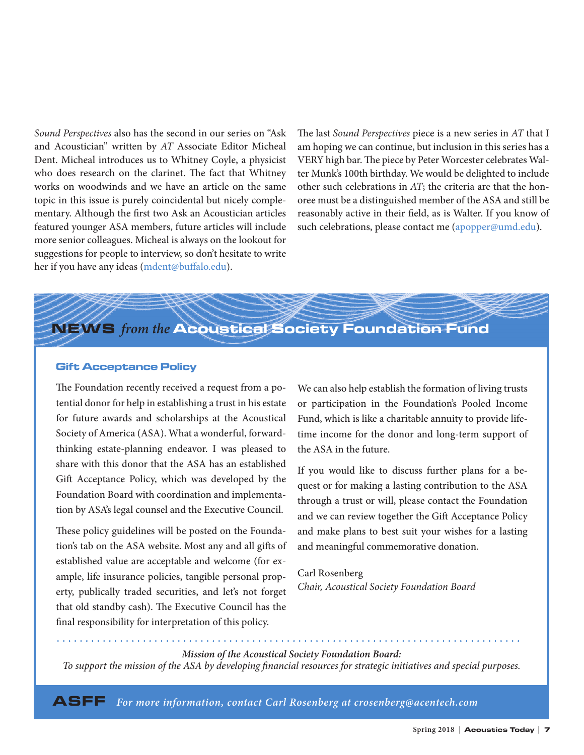*Sound Perspectives* also has the second in our series on "Ask and Acoustician" written by *AT* Associate Editor Micheal Dent. Micheal introduces us to Whitney Coyle, a physicist who does research on the clarinet. The fact that Whitney works on woodwinds and we have an article on the same topic in this issue is purely coincidental but nicely complementary. Although the first two Ask an Acoustician articles featured younger ASA members, future articles will include more senior colleagues. Micheal is always on the lookout for suggestions for people to interview, so don't hesitate to write her if you have any ideas (mdent@buffalo.edu).

The last *Sound Perspectives* piece is a new series in *AT* that I am hoping we can continue, but inclusion in this series has a VERY high bar. The piece by Peter Worcester celebrates Walter Munk's 100th birthday. We would be delighted to include other such celebrations in *AT*; the criteria are that the honoree must be a distinguished member of the ASA and still be reasonably active in their field, as is Walter. If you know of such celebrations, please contact me (apopper@umd.edu).

## NEWS *from the* Acoustical Society Foundation Fund

### Gift Acceptance Policy

The Foundation recently received a request from a potential donor for help in establishing a trust in his estate for future awards and scholarships at the Acoustical Society of America (ASA). What a wonderful, forward-thinking estate-planning endeavor. I was pleased to share with this donor that the ASA has an established Gift Acceptance Policy, which was developed by the Foundation Board with coordination and implementation by ASA's legal counsel and the Executive Council.

These policy guidelines will be posted on the Foundation's tab on the ASA website. Most any and all gifts of established value are acceptable and welcome (for example, life insurance policies, tangible personal property, publically traded securities, and let's not forget that old standby cash). The Executive Council has the final responsibility for interpretation of this policy.

We can also help establish the formation of living trusts or participation in the Foundation's Pooled Income Fund, which is like a charitable annuity to provide lifetime income for the donor and long-term support of the ASA in the future.

If you would like to discuss further plans for a bequest or for making a lasting contribution to the ASA through a trust or will, please contact the Foundation and we can review together the Gift Acceptance Policy and make plans to best suit your wishes for a lasting and meaningful commemorative donation.

Carl Rosenberg
*Chair, Acoustical Society Foundation Board*

***Mission of the Acoustical Society Foundation Board:***
*To support the mission of the ASA by developing financial resources for strategic initiatives and special purposes.*

**ASFF** *For more information, contact Carl Rosenberg at crosenberg@acentech.com*